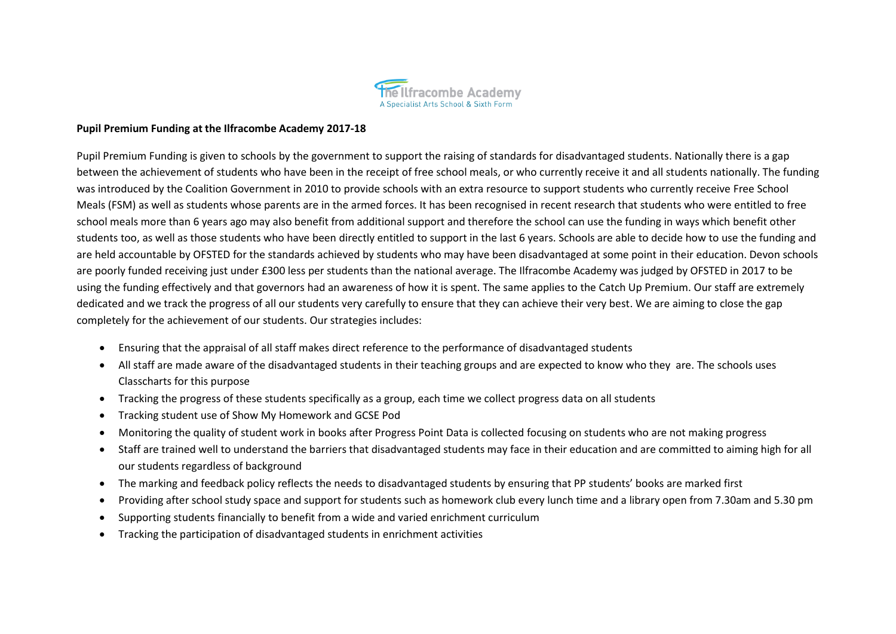**Pupil Premium Funding at the Ilfracombe Academy 2017-18**

Pupil Premium Funding is given to schools by the government to support the raising of standards for disadvantaged students. Nationally there is a gap between the achievement of students who have been in the receipt of free school meals, or who currently receive it and all students nationally. The funding was introduced by the Coalition Government in 2010 to provide schools with an extra resource to support students who currently receive Free School Meals (FSM) as well as students whose parents are in the armed forces. It has been recognised in recent research that students who were entitled to free school meals more than 6 years ago may also benefit from additional support and therefore the school can use the funding in ways which benefit other students too, as well as those students who have been directly entitled to support in the last 6 years. Schools are able to decide how to use the funding and are held accountable by OFSTED for the standards achieved by students who may have been disadvantaged at some point in their education. Devon schools are poorly funded receiving just under £300 less per students than the national average. The Ilfracombe Academy was judged by OFSTED in 2017 to be using the funding effectively and that governors had an awareness of how it is spent. The same applies to the Catch Up Premium. Our staff are extremely dedicated and we track the progress of all our students very carefully to ensure that they can achieve their very best. We are aiming to close the gap completely for the achievement of our students. Our strategies includes:

- Ensuring that the appraisal of all staff makes direct reference to the performance of disadvantaged students
- All staff are made aware of the disadvantaged students in their teaching groups and are expected to know who they are. The schools uses Classcharts for this purpose
- Tracking the progress of these students specifically as a group, each time we collect progress data on all students
- Tracking student use of Show My Homework and GCSE Pod
- Monitoring the quality of student work in books after Progress Point Data is collected focusing on students who are not making progress
- Staff are trained well to understand the barriers that disadvantaged students may face in their education and are committed to aiming high for all our students regardless of background
- The marking and feedback policy reflects the needs to disadvantaged students by ensuring that PP students' books are marked first
- Providing after school study space and support for students such as homework club every lunch time and a library open from 7.30am and 5.30 pm
- Supporting students financially to benefit from a wide and varied enrichment curriculum
- Tracking the participation of disadvantaged students in enrichment activities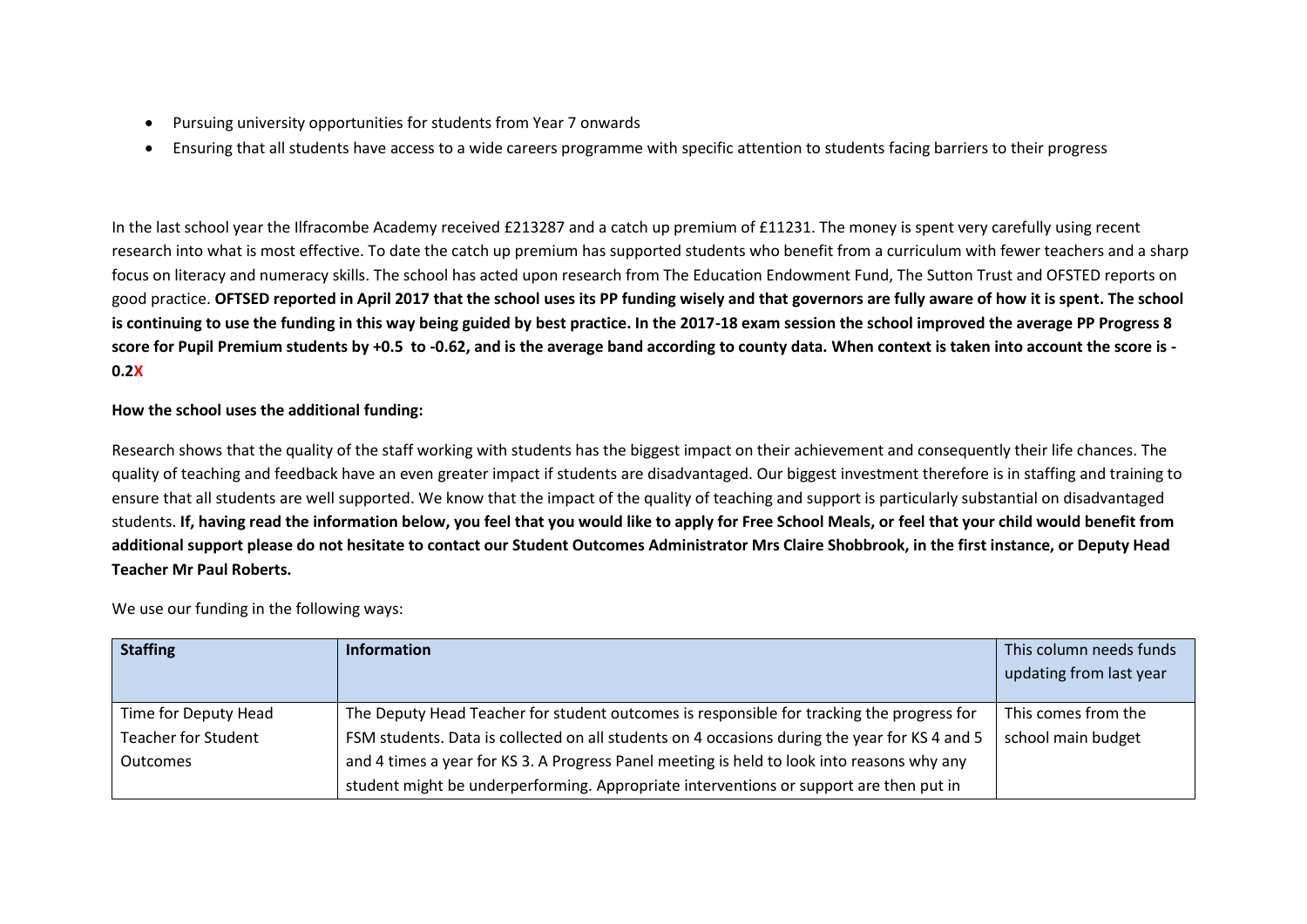- Pursuing university opportunities for students from Year 7 onwards
- Ensuring that all students have access to a wide careers programme with specific attention to students facing barriers to their progress

In the last school year the Ilfracombe Academy received £213287 and a catch up premium of £11231. The money is spent very carefully using recent research into what is most effective. To date the catch up premium has supported students who benefit from a curriculum with fewer teachers and a sharp focus on literacy and numeracy skills. The school has acted upon research from The Education Endowment Fund, The Sutton Trust and OFSTED reports on good practice. **OFTSED reported in April 2017 that the school uses its PP funding wisely and that governors are fully aware of how it is spent. The school is continuing to use the funding in this way being guided by best practice. In the 2017-18 exam session the school improved the average PP Progress 8 score for Pupil Premium students by +0.5 to -0.62, and is the average band according to county data. When context is taken into account the score is -0.2X**

**How the school uses the additional funding:**

Research shows that the quality of the staff working with students has the biggest impact on their achievement and consequently their life chances. The quality of teaching and feedback have an even greater impact if students are disadvantaged. Our biggest investment therefore is in staffing and training to ensure that all students are well supported. We know that the impact of the quality of teaching and support is particularly substantial on disadvantaged students. **If, having read the information below, you feel that you would like to apply for Free School Meals, or feel that your child would benefit from additional support please do not hesitate to contact our Student Outcomes Administrator Mrs Claire Shobbrook, in the first instance, or Deputy Head Teacher Mr Paul Roberts.**

We use our funding in the following ways:

| **Staffing** | **Information** | This column needs funds updating from last year |
|---|---|---|
| Time for Deputy Head Teacher for Student Outcomes | The Deputy Head Teacher for student outcomes is responsible for tracking the progress for FSM students. Data is collected on all students on 4 occasions during the year for KS 4 and 5 and 4 times a year for KS 3. A Progress Panel meeting is held to look into reasons why any student might be underperforming. Appropriate interventions or support are then put in | This comes from the school main budget |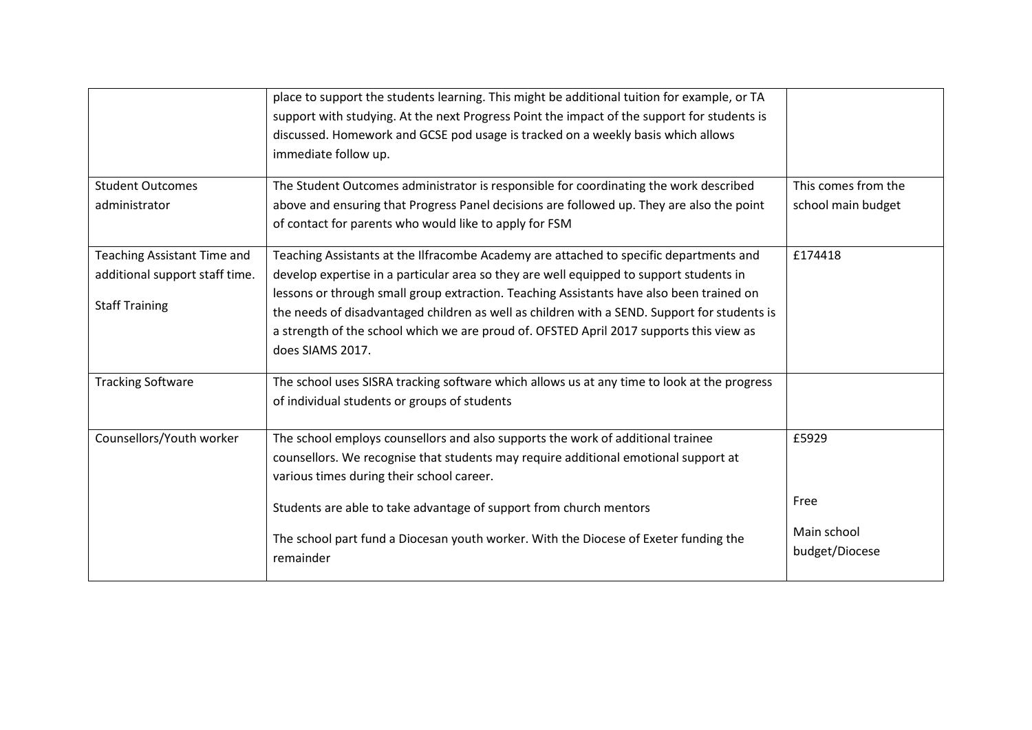| | | |
|---|---|---|
| | place to support the students learning. This might be additional tuition for example, or TA support with studying. At the next Progress Point the impact of the support for students is discussed. Homework and GCSE pod usage is tracked on a weekly basis which allows immediate follow up. | |
| Student Outcomes administrator | The Student Outcomes administrator is responsible for coordinating the work described above and ensuring that Progress Panel decisions are followed up. They are also the point of contact for parents who would like to apply for FSM | This comes from the school main budget |
| Teaching Assistant Time and additional support staff time.<br><br>Staff Training | Teaching Assistants at the Ilfracombe Academy are attached to specific departments and develop expertise in a particular area so they are well equipped to support students in lessons or through small group extraction. Teaching Assistants have also been trained on the needs of disadvantaged children as well as children with a SEND. Support for students is a strength of the school which we are proud of. OFSTED April 2017 supports this view as does SIAMS 2017. | £174418 |
| Tracking Software | The school uses SISRA tracking software which allows us at any time to look at the progress of individual students or groups of students | |
| Counsellors/Youth worker | The school employs counsellors and also supports the work of additional trainee counsellors. We recognise that students may require additional emotional support at various times during their school career.<br><br>Students are able to take advantage of support from church mentors<br><br>The school part fund a Diocesan youth worker. With the Diocese of Exeter funding the remainder | £5929<br><br>Free<br><br>Main school budget/Diocese |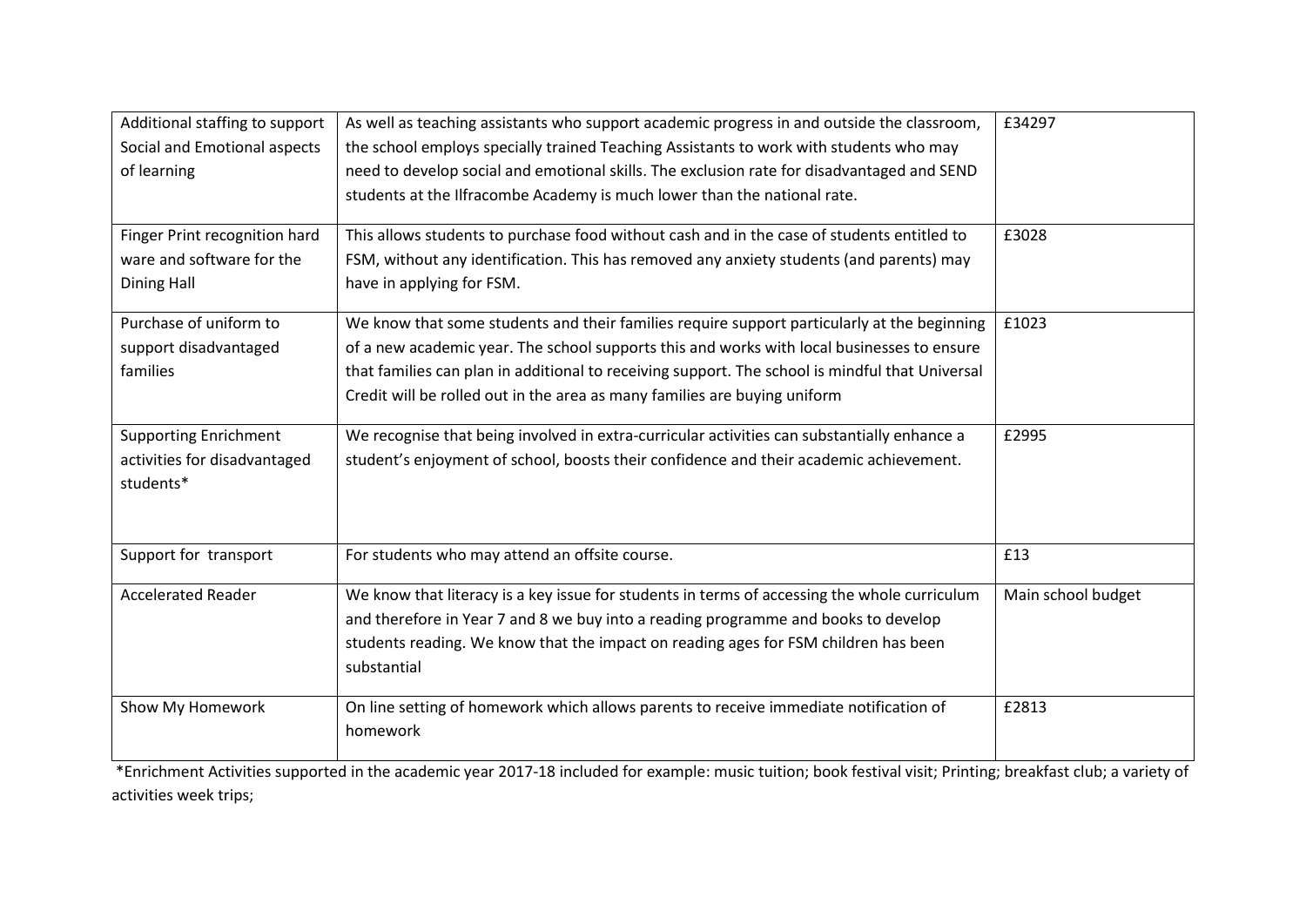| Additional staffing to support Social and Emotional aspects of learning | As well as teaching assistants who support academic progress in and outside the classroom, the school employs specially trained Teaching Assistants to work with students who may need to develop social and emotional skills. The exclusion rate for disadvantaged and SEND students at the Ilfracombe Academy is much lower than the national rate. | £34297 |
|---|---|---|
| Finger Print recognition hard ware and software for the Dining Hall | This allows students to purchase food without cash and in the case of students entitled to FSM, without any identification. This has removed any anxiety students (and parents) may have in applying for FSM. | £3028 |
| Purchase of uniform to support disadvantaged families | We know that some students and their families require support particularly at the beginning of a new academic year. The school supports this and works with local businesses to ensure that families can plan in additional to receiving support. The school is mindful that Universal Credit will be rolled out in the area as many families are buying uniform | £1023 |
| Supporting Enrichment activities for disadvantaged students* | We recognise that being involved in extra-curricular activities can substantially enhance a student's enjoyment of school, boosts their confidence and their academic achievement. | £2995 |
| Support for transport | For students who may attend an offsite course. | £13 |
| Accelerated Reader | We know that literacy is a key issue for students in terms of accessing the whole curriculum and therefore in Year 7 and 8 we buy into a reading programme and books to develop students reading. We know that the impact on reading ages for FSM children has been substantial | Main school budget |
| Show My Homework | On line setting of homework which allows parents to receive immediate notification of homework | £2813 |

*Enrichment Activities supported in the academic year 2017-18 included for example: music tuition; book festival visit; Printing; breakfast club; a variety of activities week trips;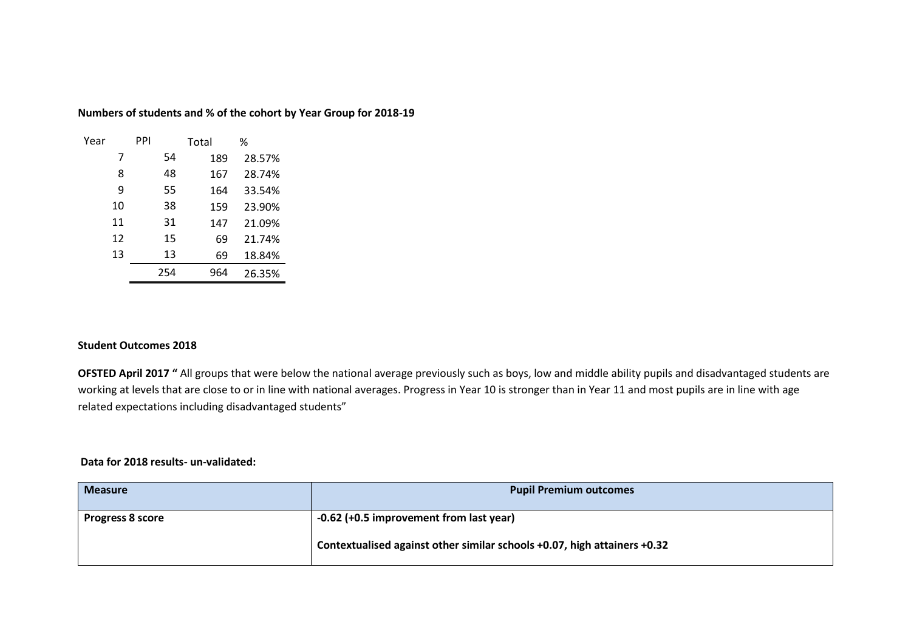**Numbers of students and % of the cohort by Year Group for 2018-19**

| Year | PPI | Total | % |
|---|---|---|---|
| 7 | 54 | 189 | 28.57% |
| 8 | 48 | 167 | 28.74% |
| 9 | 55 | 164 | 33.54% |
| 10 | 38 | 159 | 23.90% |
| 11 | 31 | 147 | 21.09% |
| 12 | 15 | 69 | 21.74% |
| 13 | 13 | 69 | 18.84% |
| | 254 | 964 | 26.35% |

**Student Outcomes 2018**

**OFSTED April 2017 "** All groups that were below the national average previously such as boys, low and middle ability pupils and disadvantaged students are working at levels that are close to or in line with national averages. Progress in Year 10 is stronger than in Year 11 and most pupils are in line with age related expectations including disadvantaged students"

**Data for 2018 results- un-validated:**

| Measure | Pupil Premium outcomes |
|---|---|
| **Progress 8 score** | **-0.62 (+0.5 improvement from last year)**<br><br>**Contextualised against other similar schools +0.07, high attainers +0.32** |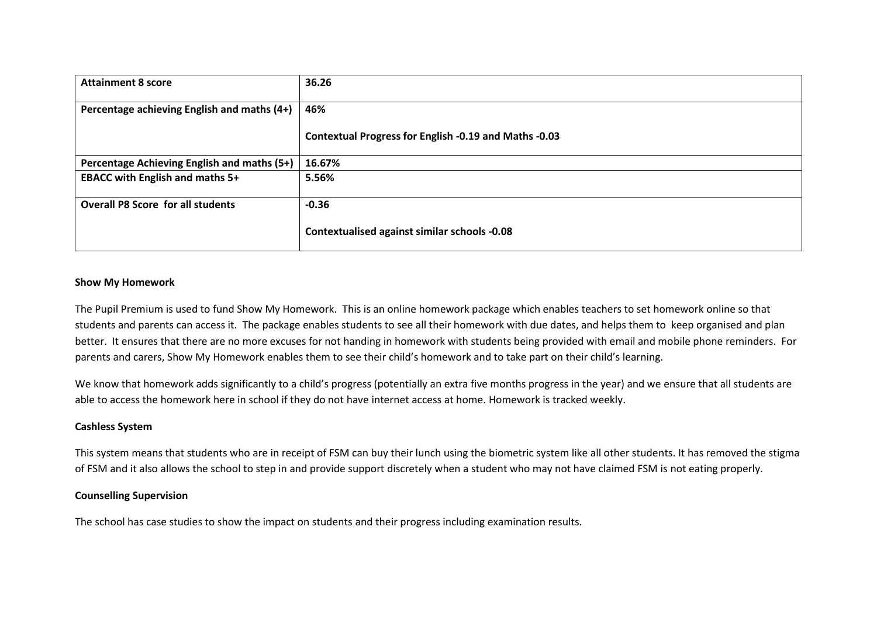| **Attainment 8 score** | **36.26** |
|---|---|
| **Percentage achieving English and maths (4+)** | **46%**<br><br>**Contextual Progress for English -0.19 and Maths -0.03** |
| **Percentage Achieving English and maths (5+)** | **16.67%** |
| **EBACC with English and maths 5+** | **5.56%** |
| **Overall P8 Score for all students** | **-0.36**<br><br>**Contextualised against similar schools -0.08** |

**Show My Homework**

The Pupil Premium is used to fund Show My Homework. This is an online homework package which enables teachers to set homework online so that students and parents can access it. The package enables students to see all their homework with due dates, and helps them to keep organised and plan better. It ensures that there are no more excuses for not handing in homework with students being provided with email and mobile phone reminders. For parents and carers, Show My Homework enables them to see their child's homework and to take part on their child's learning.

We know that homework adds significantly to a child's progress (potentially an extra five months progress in the year) and we ensure that all students are able to access the homework here in school if they do not have internet access at home. Homework is tracked weekly.

**Cashless System**

This system means that students who are in receipt of FSM can buy their lunch using the biometric system like all other students. It has removed the stigma of FSM and it also allows the school to step in and provide support discretely when a student who may not have claimed FSM is not eating properly.

**Counselling Supervision**

The school has case studies to show the impact on students and their progress including examination results.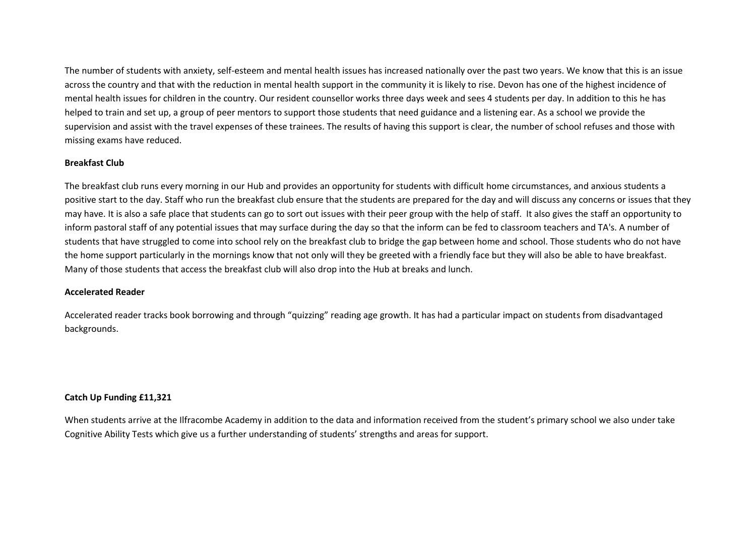The number of students with anxiety, self-esteem and mental health issues has increased nationally over the past two years. We know that this is an issue across the country and that with the reduction in mental health support in the community it is likely to rise. Devon has one of the highest incidence of mental health issues for children in the country. Our resident counsellor works three days week and sees 4 students per day. In addition to this he has helped to train and set up, a group of peer mentors to support those students that need guidance and a listening ear. As a school we provide the supervision and assist with the travel expenses of these trainees. The results of having this support is clear, the number of school refuses and those with missing exams have reduced.

**Breakfast Club**

The breakfast club runs every morning in our Hub and provides an opportunity for students with difficult home circumstances, and anxious students a positive start to the day. Staff who run the breakfast club ensure that the students are prepared for the day and will discuss any concerns or issues that they may have. It is also a safe place that students can go to sort out issues with their peer group with the help of staff. It also gives the staff an opportunity to inform pastoral staff of any potential issues that may surface during the day so that the inform can be fed to classroom teachers and TA's. A number of students that have struggled to come into school rely on the breakfast club to bridge the gap between home and school. Those students who do not have the home support particularly in the mornings know that not only will they be greeted with a friendly face but they will also be able to have breakfast. Many of those students that access the breakfast club will also drop into the Hub at breaks and lunch.

**Accelerated Reader**

Accelerated reader tracks book borrowing and through "quizzing" reading age growth. It has had a particular impact on students from disadvantaged backgrounds.

**Catch Up Funding £11,321**

When students arrive at the Ilfracombe Academy in addition to the data and information received from the student's primary school we also under take Cognitive Ability Tests which give us a further understanding of students' strengths and areas for support.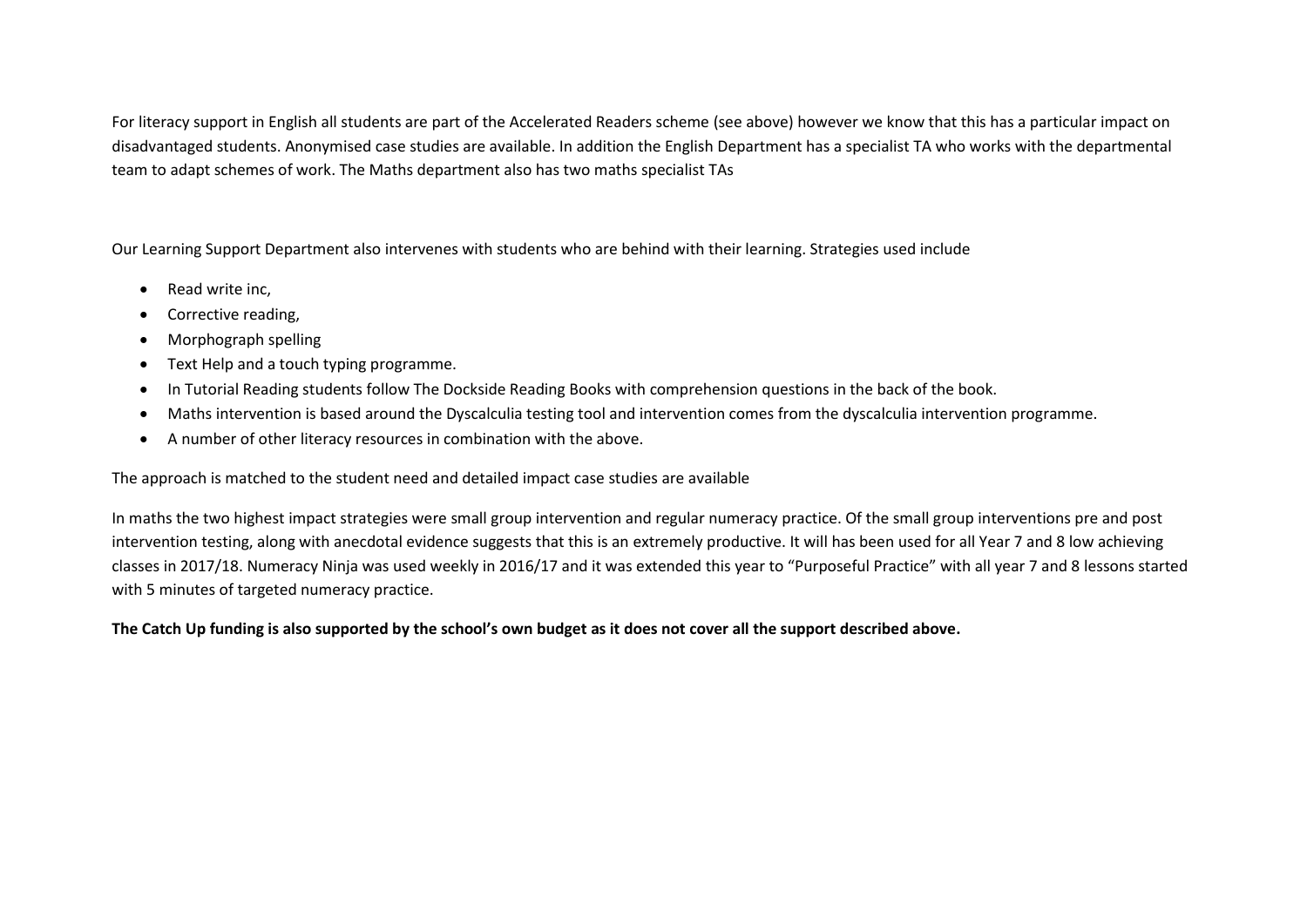For literacy support in English all students are part of the Accelerated Readers scheme (see above) however we know that this has a particular impact on disadvantaged students. Anonymised case studies are available. In addition the English Department has a specialist TA who works with the departmental team to adapt schemes of work. The Maths department also has two maths specialist TAs

Our Learning Support Department also intervenes with students who are behind with their learning. Strategies used include

- Read write inc,
- Corrective reading,
- Morphograph spelling
- Text Help and a touch typing programme.
- In Tutorial Reading students follow The Dockside Reading Books with comprehension questions in the back of the book.
- Maths intervention is based around the Dyscalculia testing tool and intervention comes from the dyscalculia intervention programme.
- A number of other literacy resources in combination with the above.

The approach is matched to the student need and detailed impact case studies are available

In maths the two highest impact strategies were small group intervention and regular numeracy practice. Of the small group interventions pre and post intervention testing, along with anecdotal evidence suggests that this is an extremely productive. It will has been used for all Year 7 and 8 low achieving classes in 2017/18. Numeracy Ninja was used weekly in 2016/17 and it was extended this year to "Purposeful Practice" with all year 7 and 8 lessons started with 5 minutes of targeted numeracy practice.

**The Catch Up funding is also supported by the school's own budget as it does not cover all the support described above.**